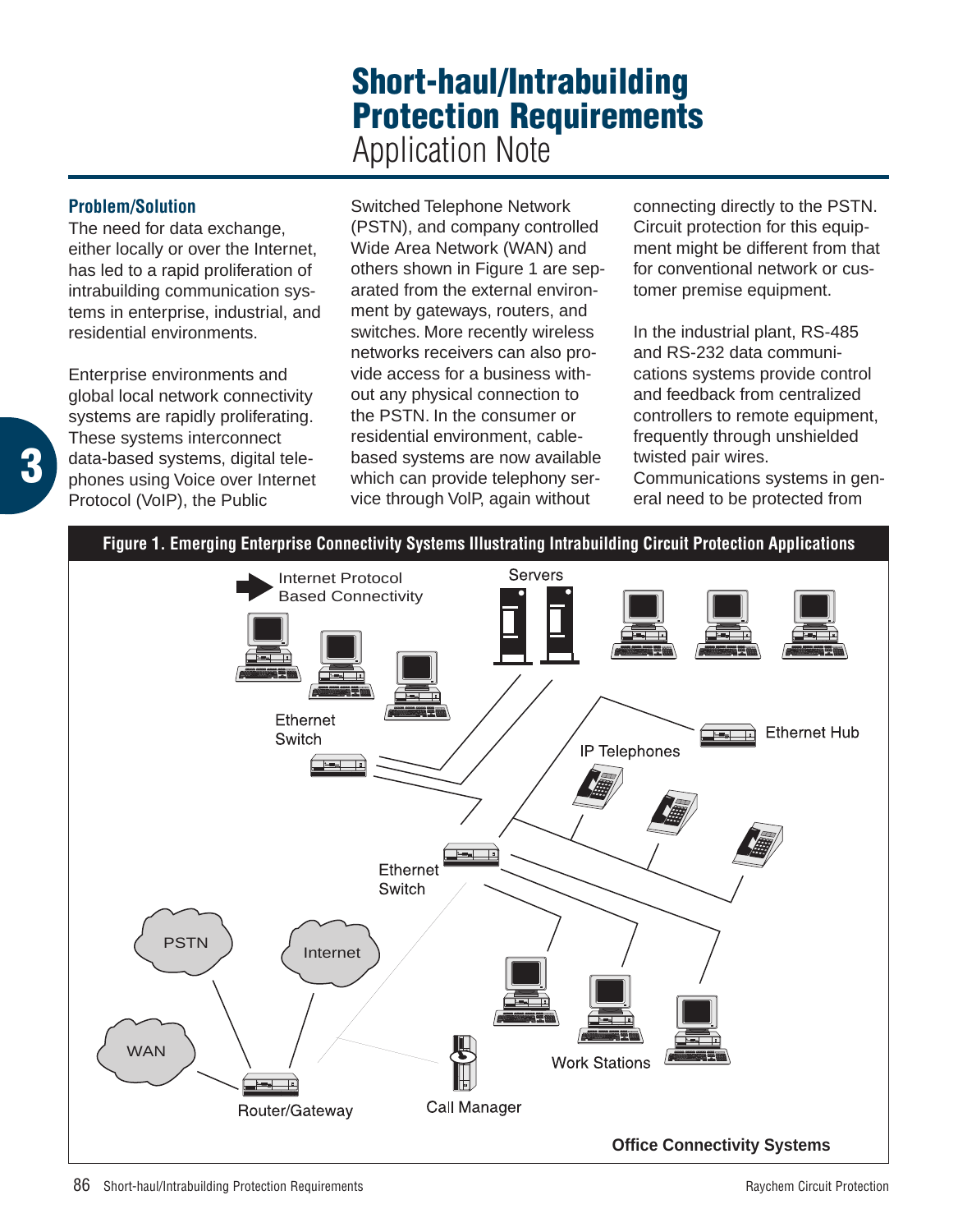# Short-haul/Intrabuilding Protection Requirements

Application Note

## Problem/Solution

The need for data exchange, either locally or over the Internet, has led to a rapid proliferation of intrabuilding communication systems in enterprise, industrial, and residential environments.

Enterprise environments and global local network connectivity systems are rapidly proliferating. These systems interconnect data-based systems, digital telephones using Voice over Internet Protocol (VoIP), the Public Switched Telephone Network (PSTN), and company controlled Wide Area Network (WAN) and others shown in Figure 1 are separated from the external environment by gateways, routers, and switches. More recently wireless networks receivers can also provide access to a business without any physical connection to the PSTN. In the consumer or residential environment, cable-based systems are now available which can provide telephony service through VoIP, again without connecting directly to the PSTN. Circuit protection for this equipment might be different from that for conventional network or customer premise equipment.

In the industrial plant, RS-485 and RS-232 data communications systems provide control and feedback from centralized controllers to remote equipment, frequently through unshielded twisted pair wires. Communications systems in general need to be protected from

**Figure 1. Emerging Enterprise Connectivity Systems Illustrating Intrabuilding Circuit Protection Applications**

Internet Protocol Based Connectivity

Servers

Ethernet Switch

Ethernet Hub

IP Telephones

Ethernet Switch

PSTN

Internet

WAN

Router/Gateway

Call Manager

Work Stations

**Office Connectivity Systems**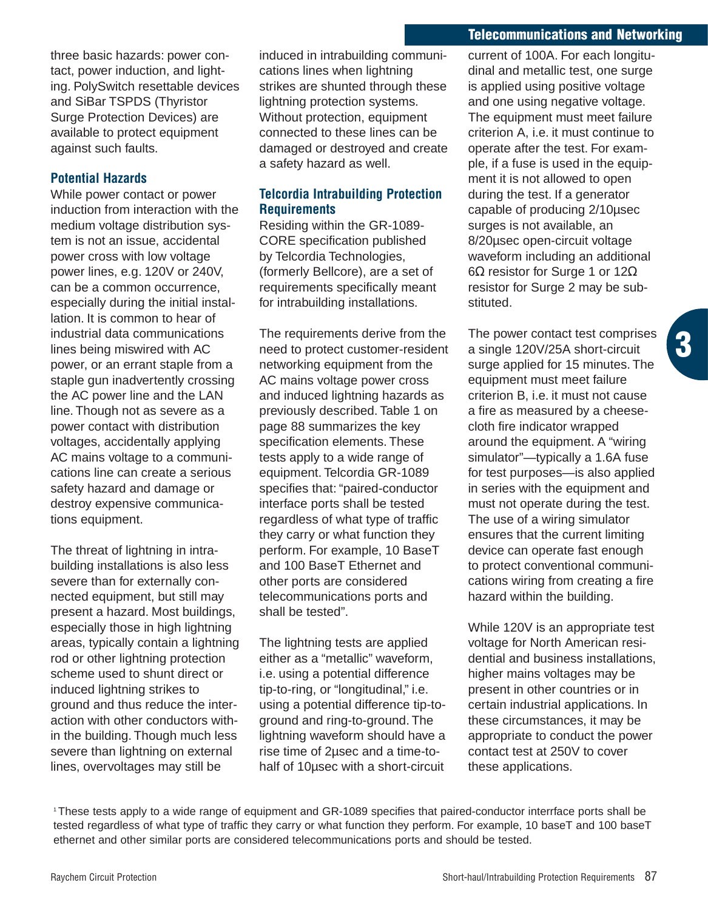three basic hazards: power contact, power induction, and lighting. PolySwitch resettable devices and SiBar TSPDS (Thyristor Surge Protection Devices) are available to protect equipment against such faults.

### Potential Hazards

While power contact or power induction from interaction with the medium voltage distribution system is not an issue, accidental power cross with low voltage power lines, e.g. 120V or 240V, can be a common occurrence, especially during the initial installation. It is common to hear of industrial data communications lines being miswired with AC power, or an errant staple from a staple gun inadvertently crossing the AC power line and the LAN line. Though not as severe as a power contact with distribution voltages, accidentally applying AC mains voltage to a communications line can create a serious safety hazard and damage or destroy expensive communications equipment.

The threat of lightning in intrabuilding installations is also less severe than for externally connected equipment, but still may present a hazard. Most buildings, especially those in high lightning areas, typically contain a lightning rod or other lightning protection scheme used to shunt direct or induced lightning strikes to ground and thus reduce the interaction with other conductors within the building. Though much less severe than lightning on external lines, overvoltages may still be induced in intrabuilding communications lines when lightning strikes are shunted through these lightning protection systems. Without protection, equipment connected to these lines can be damaged or destroyed and create a safety hazard as well.

### Telcordia Intrabuilding Protection Requirements

Residing within the GR-1089-CORE specification published by Telcordia Technologies, (formerly Bellcore), are a set of requirements specifically meant for intrabuilding installations.

The requirements derive from the need to protect customer-resident networking equipment from the AC mains voltage power cross and induced lightning hazards as previously described. Table 1 on page 88 summarizes the key specification elements. These tests apply to a wide range of equipment. Telcordia GR-1089 specifies that: "paired-conductor interface ports shall be tested regardless of what type of traffic they carry or what function they perform. For example, 10 BaseT and 100 BaseT Ethernet and other ports are considered telecommunications ports and shall be tested".

The lightning tests are applied either as a "metallic" waveform, i.e. using a potential difference tip-to-ring, or "longitudinal," i.e. using a potential difference tip-to-ground and ring-to-ground. The lightning waveform should have a rise time of 2µsec and a time-to-half of 10µsec with a short-circuit current of 100A. For each longitudinal and metallic test, one surge is applied using positive voltage and one using negative voltage. The equipment must meet failure criterion A, i.e. it must continue to operate after the test. For example, if a fuse is used in the equipment it is not allowed to open during the test. If a generator capable of producing 2/10µsec surges is not available, an 8/20µsec open-circuit voltage waveform including an additional 6Ω resistor for Surge 1 or 12Ω resistor for Surge 2 may be substituted.

The power contact test comprises a single 120V/25A short-circuit surge applied for 15 minutes. The equipment must meet failure criterion B, i.e. it must not cause a fire as measured by a cheesecloth fire indicator wrapped around the equipment. A "wiring simulator"—typically a 1.6A fuse for test purposes—is also applied in series with the equipment and must not operate during the test. The use of a wiring simulator ensures that the current limiting device can operate fast enough to protect conventional communications wiring from creating a fire hazard within the building.

While 120V is an appropriate test voltage for North American residential and business installations, higher mains voltages may be present in other countries or in certain industrial applications. In these circumstances, it may be appropriate to conduct the power contact test at 250V to cover these applications.

[1] These tests apply to a wide range of equipment and GR-1089 specifies that paired-conductor interrface ports shall be tested regardless of what type of traffic they carry or what function they perform. For example, 10 baseT and 100 baseT ethernet and other similar ports are considered telecommunications ports and should be tested.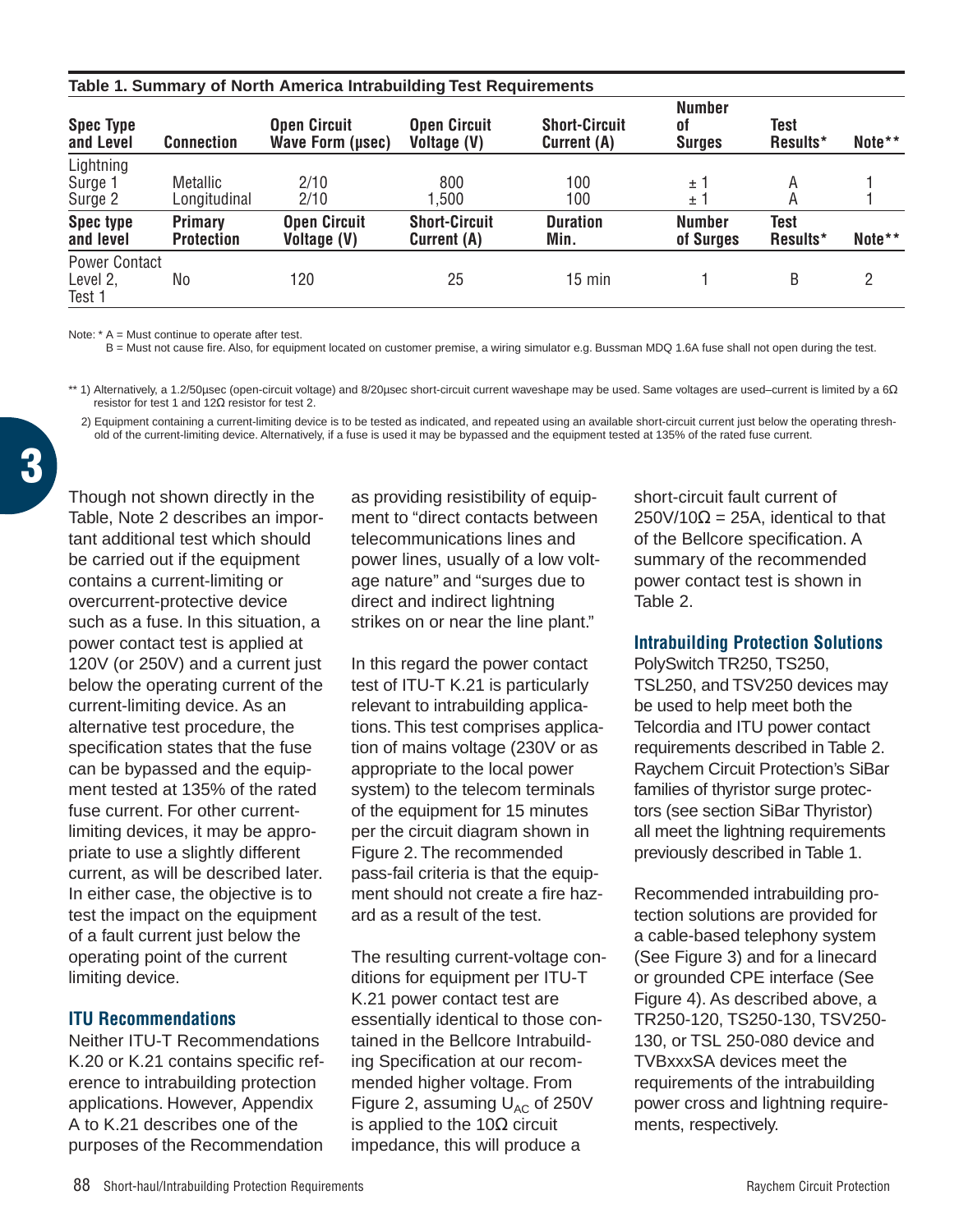**Table 1. Summary of North America Intrabuilding Test Requirements**

| Spec Type and Level | Connection | Open Circuit Wave Form (µsec) | Open Circuit Voltage (V) | Short-Circuit Current (A) | Number of Surges | Test Results* | Note** |
|---|---|---|---|---|---|---|---|
| Lightning | | | | | | | |
| Surge 1 | Metallic | 2/10 | 800 | 100 | ± 1 | A | 1 |
| Surge 2 | Longitudinal | 2/10 | 1,500 | 100 | ± 1 | A | 1 |
| **Spec type and level** | **Primary Protection** | **Open Circuit Voltage (V)** | **Short-Circuit Current (A)** | **Duration Min.** | **Number of Surges** | **Test Results*** | **Note**** |
| Power Contact Level 2, Test 1 | No | 120 | 25 | 15 min | 1 | B | 2 |

Note: * A = Must continue to operate after test.
B = Must not cause fire. Also, for equipment located on customer premise, a wiring simulator e.g. Bussman MDQ 1.6A fuse shall not open during the test.

** 1) Alternatively, a 1.2/50µsec (open-circuit voltage) and 8/20µsec short-circuit current waveshape may be used. Same voltages are used–current is limited by a 6Ω resistor for test 1 and 12Ω resistor for test 2.

2) Equipment containing a current-limiting device is to be tested as indicated, and repeated using an available short-circuit current just below the operating threshold of the current-limiting device. Alternatively, if a fuse is used it may be bypassed and the equipment tested at 135% of the rated fuse current.

Though not shown directly in the Table, Note 2 describes an important additional test which should be carried out if the equipment contains a current-limiting or overcurrent-protective device such as a fuse. In this situation, a power contact test is applied at 120V (or 250V) and a current just below the operating current of the current-limiting device. As an alternative test procedure, the specification states that the fuse can be bypassed and the equipment tested at 135% of the rated fuse current. For other current-limiting devices, it may be appropriate to use a slightly different current, as will be described later. In either case, the objective is to test the impact on the equipment of a fault current just below the operating point of the current limiting device.

## ITU Recommendations

Neither ITU-T Recommendations K.20 or K.21 contains specific reference to intrabuilding protection applications. However, Appendix A to K.21 describes one of the purposes of the Recommendation as providing resistibility of equipment to "direct contacts between telecommunications lines and power lines, usually of a low voltage nature" and "surges due to direct and indirect lightning strikes on or near the line plant."

In this regard the power contact test of ITU-T K.21 is particularly relevant to intrabuilding applications. This test comprises application of mains voltage (230V or as appropriate to the local power system) to the telecom terminals of the equipment for 15 minutes per the circuit diagram shown in Figure 2. The recommended pass-fail criteria is that the equipment should not create a fire hazard as a result of the test.

The resulting current-voltage conditions for equipment per ITU-T K.21 power contact test are essentially identical to those contained in the Bellcore Intrabuilding Specification at our recommended higher voltage. From Figure 2, assuming $U_{AC}$ of 250V is applied to the 10Ω circuit impedance, this will produce a short-circuit fault current of $250V/10\Omega = 25A$, identical to that of the Bellcore specification. A summary of the recommended power contact test is shown in Table 2.

## Intrabuilding Protection Solutions

PolySwitch TR250, TS250, TSL250, and TSV250 devices may be used to help meet both the Telcordia and ITU power contact requirements described in Table 2. Raychem Circuit Protection's SiBar families of thyristor surge protectors (see section SiBar Thyristor) all meet the lightning requirements previously described in Table 1.

Recommended intrabuilding protection solutions are provided for a cable-based telephony system (See Figure 3) and for a linecard or grounded CPE interface (See Figure 4). As described above, a TR250-120, TS250-130, TSV250-130, or TSL 250-080 device and TVBxxxSA devices meet the requirements of the intrabuilding power cross and lightning requirements, respectively.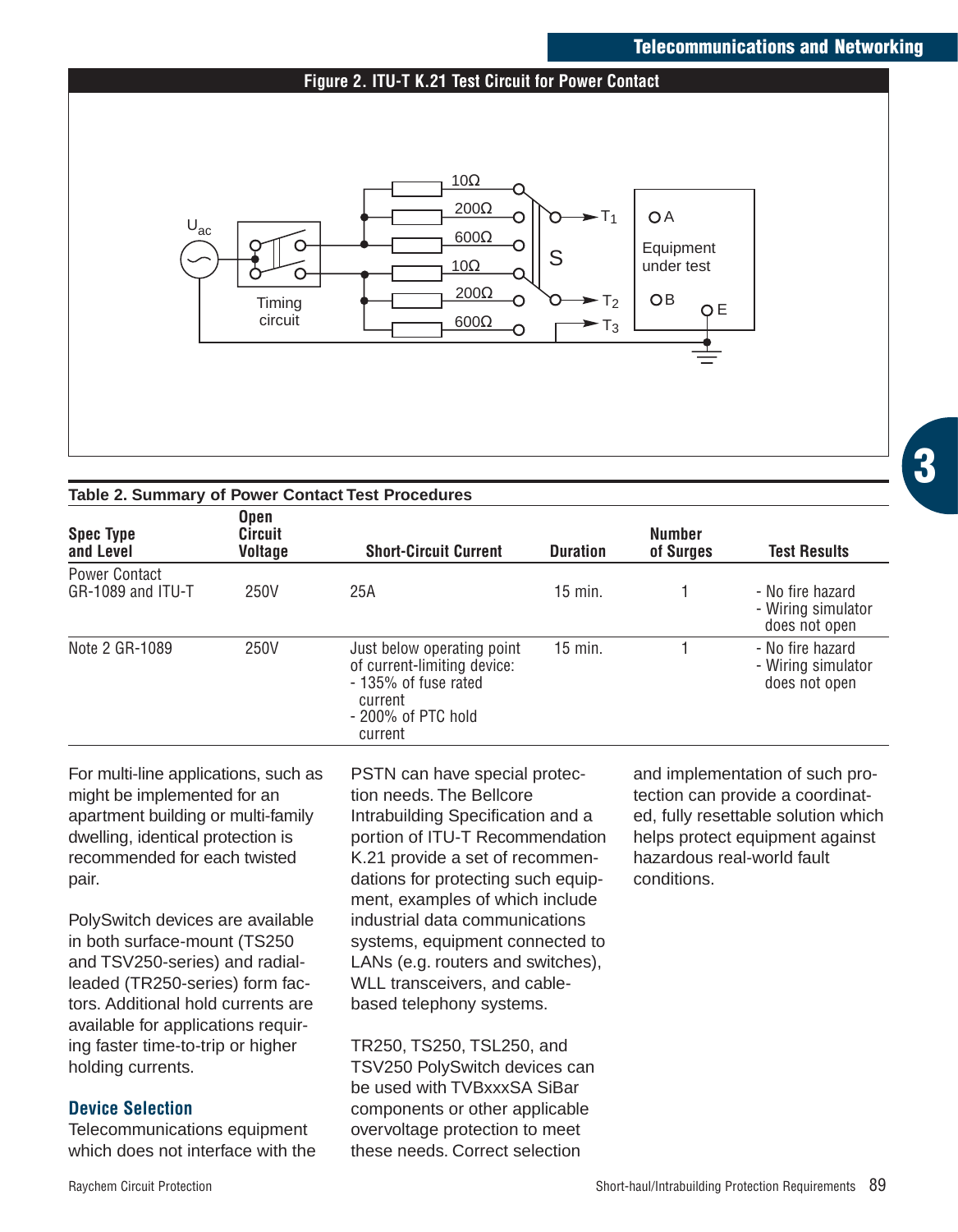**Figure 2. ITU-T K.21 Test Circuit for Power Contact**

**Table 2. Summary of Power Contact Test Procedures**

| Spec Type and Level | Open Circuit Voltage | Short-Circuit Current | Duration | Number of Surges | Test Results |
|---|---|---|---|---|---|
| Power Contact GR-1089 and ITU-T | 250V | 25A | 15 min. | 1 | - No fire hazard<br>- Wiring simulator does not open |
| Note 2 GR-1089 | 250V | Just below operating point of current-limiting device:<br>- 135% of fuse rated current<br>- 200% of PTC hold current | 15 min. | 1 | - No fire hazard<br>- Wiring simulator does not open |

For multi-line applications, such as might be implemented for an apartment building or multi-family dwelling, identical protection is recommended for each twisted pair.

PolySwitch devices are available in both surface-mount (TS250 and TSV250-series) and radial-leaded (TR250-series) form factors. Additional hold currents are available for applications requiring faster time-to-trip or higher holding currents.

## Device Selection

Telecommunications equipment which does not interface with the PSTN can have special protection needs. The Bellcore Intrabuilding Specification and a portion of ITU-T Recommendation K.21 provide a set of recommendations for protecting such equipment, examples of which include industrial data communications systems, equipment connected to LANs (e.g. routers and switches), WLL transceivers, and cable-based telephony systems.

TR250, TS250, TSL250, and TSV250 PolySwitch devices can be used with TVBxxxSA SiBar components or other applicable overvoltage protection to meet these needs. Correct selection and implementation of such protection can provide a coordinated, fully resettable solution which helps protect equipment against hazardous real-world fault conditions.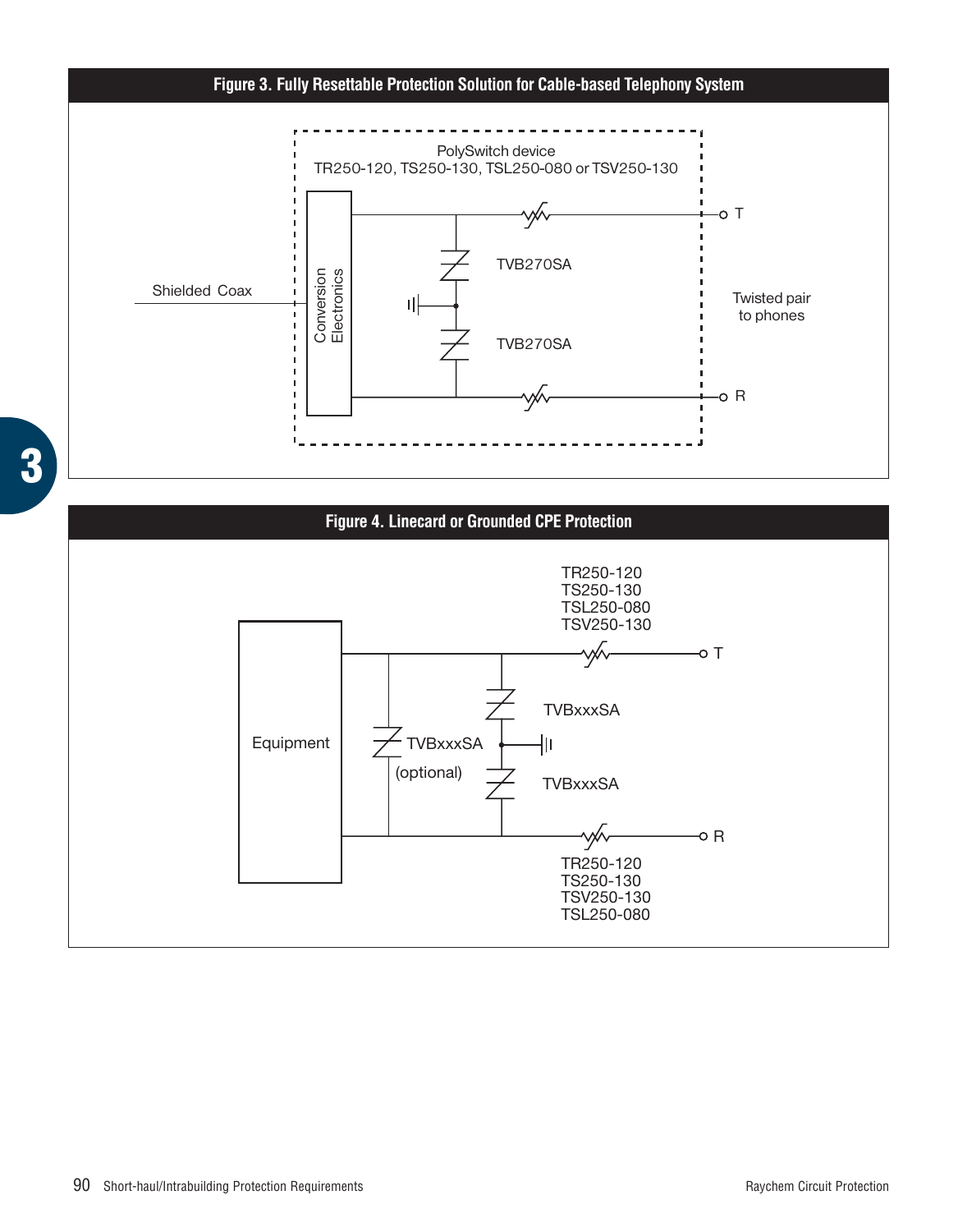**Figure 3. Fully Resettable Protection Solution for Cable-based Telephony System**

PolySwitch device
TR250-120, TS250-130, TSL250-080 or TSV250-130

Shielded Coax

Conversion Electronics

TVB270SA

TVB270SA

T

R

Twisted pair to phones

**Figure 4. Linecard or Grounded CPE Protection**

TR250-120
TS250-130
TSL250-080
TSV250-130

Equipment

TVBxxxSA (optional)

TVBxxxSA

TVBxxxSA

T

R

TR250-120
TS250-130
TSV250-130
TSL250-080